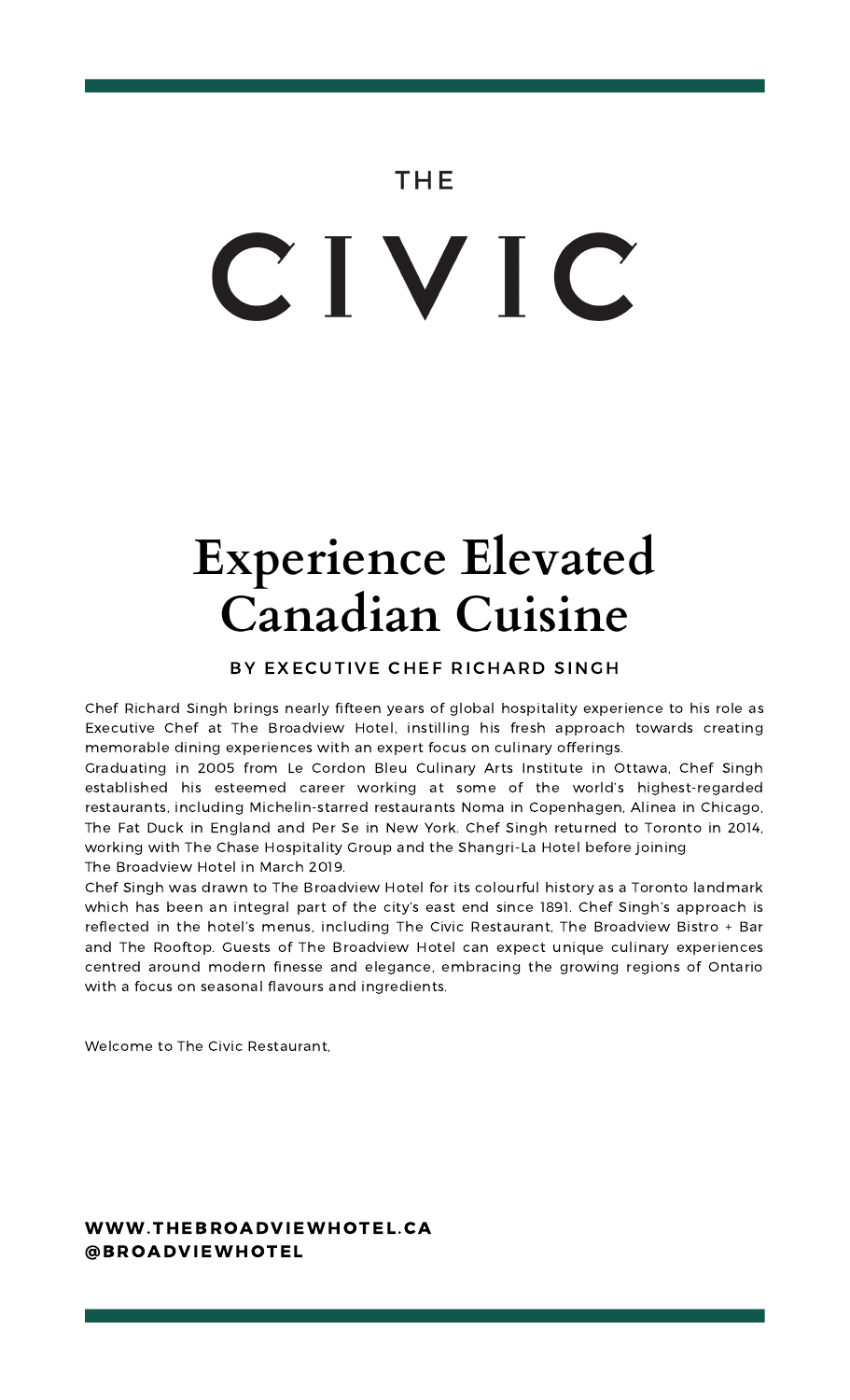THE

# CIVIC

## Experience Elevated Canadian Cuisine

BY EXECUTIVE CHEF RICHARD SINGH

Chef Richard Singh brings nearly fifteen years of global hospitality experience to his role as Executive Chef at The Broadview Hotel, instilling his fresh approach towards creating memorable dining experiences with an expert focus on culinary offerings.

Graduating in 2005 from Le Cordon Bleu Culinary Arts Institute in Ottawa, Chef Singh established his esteemed career working at some of the world's highest-regarded restaurants, including Michelin-starred restaurants Noma in Copenhagen, Alinea in Chicago, The Fat Duck in England and Per Se in New York. Chef Singh returned to Toronto in 2014, working with The Chase Hospitality Group and the Shangri-La Hotel before joining The Broadview Hotel in March 2019.

Chef Singh was drawn to The Broadview Hotel for its colourful history as a Toronto landmark which has been an integral part of the city's east end since 1891. Chef Singh's approach is reflected in the hotel's menus, including The Civic Restaurant, The Broadview Bistro + Bar and The Rooftop. Guests of The Broadview Hotel can expect unique culinary experiences centred around modern finesse and elegance, embracing the growing regions of Ontario with a focus on seasonal flavours and ingredients.

Welcome to The Civic Restaurant,

**WWW.THEBROADVIEWHOTEL.CA**
**@BROADVIEWHOTEL**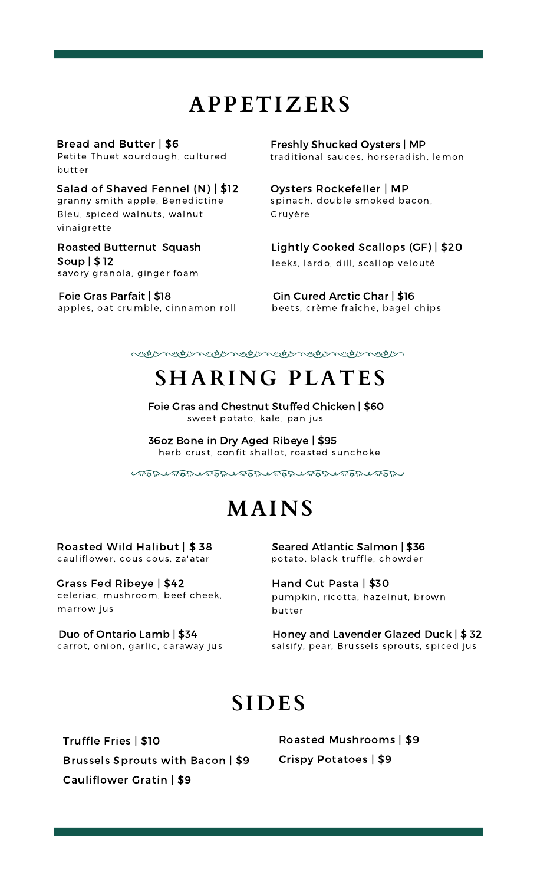# APPETIZERS

**Bread and Butter | $6**
Petite Thuet sourdough, cultured butter

**Salad of Shaved Fennel (N) | $12**
granny smith apple, Benedictine Bleu, spiced walnuts, walnut vinaigrette

**Roasted Butternut Squash Soup | $ 12**
savory granola, ginger foam

**Foie Gras Parfait | $18**
apples, oat crumble, cinnamon roll

**Freshly Shucked Oysters | MP**
traditional sauces, horseradish, lemon

**Oysters Rockefeller | MP**
spinach, double smoked bacon, Gruyère

**Lightly Cooked Scallops (GF) | $20**
leeks, lardo, dill, scallop velouté

**Gin Cured Arctic Char | $16**
beets, crème fraîche, bagel chips

# SHARING PLATES

**Foie Gras and Chestnut Stuffed Chicken | $60**
sweet potato, kale, pan jus

**36oz Bone in Dry Aged Ribeye | $95**
herb crust, confit shallot, roasted sunchoke

# MAINS

**Roasted Wild Halibut | $ 38**
cauliflower, cous cous, za'atar

**Grass Fed Ribeye | $42**
celeriac, mushroom, beef cheek, marrow jus

**Duo of Ontario Lamb | $34**
carrot, onion, garlic, caraway jus

**Seared Atlantic Salmon | $36**
potato, black truffle, chowder

**Hand Cut Pasta | $30**
pumpkin, ricotta, hazelnut, brown butter

**Honey and Lavender Glazed Duck | $ 32**
salsify, pear, Brussels sprouts, spiced jus

# SIDES

**Truffle Fries | $10**

**Brussels Sprouts with Bacon | $9**

**Cauliflower Gratin | $9**

**Roasted Mushrooms | $9**

**Crispy Potatoes | $9**